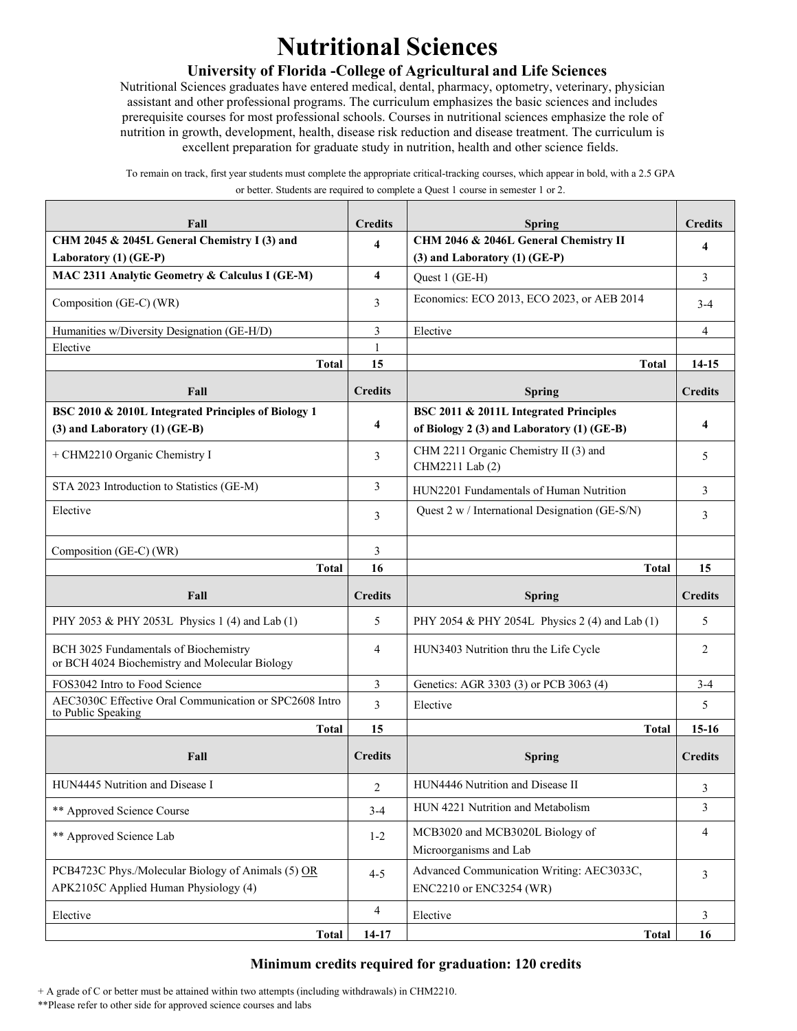# Nutritional Sciences

## University of Florida -College of Agricultural and Life Sciences

Nutritional Sciences graduates have entered medical, dental, pharmacy, optometry, veterinary, physician assistant and other professional programs. The curriculum emphasizes the basic sciences and includes prerequisite courses for most professional schools. Courses in nutritional sciences emphasize the role of nutrition in growth, development, health, disease risk reduction and disease treatment. The curriculum is excellent preparation for graduate study in nutrition, health and other science fields.

To remain on track, first year students must complete the appropriate critical-tracking courses, which appear in bold, with a 2.5 GPA or better. Students are required to complete a Quest 1 course in semester 1 or 2.

| Fall | Credits | Spring | Credits |
|---|---|---|---|
| **CHM 2045 & 2045L General Chemistry I (3) and Laboratory (1) (GE-P)** | **4** | **CHM 2046 & 2046L General Chemistry II (3) and Laboratory (1) (GE-P)** | **4** |
| **MAC 2311 Analytic Geometry & Calculus I (GE-M)** | **4** | Quest 1 (GE-H) | 3 |
| Composition (GE-C) (WR) | 3 | Economics: ECO 2013, ECO 2023, or AEB 2014 | 3-4 |
| Humanities w/Diversity Designation (GE-H/D) | 3 | Elective | 4 |
| Elective | 1 | | |
| **Total** | **15** | **Total** | **14-15** |
| **Fall** | **Credits** | **Spring** | **Credits** |
| **BSC 2010 & 2010L Integrated Principles of Biology 1 (3) and Laboratory (1) (GE-B)** | **4** | **BSC 2011 & 2011L Integrated Principles of Biology 2 (3) and Laboratory (1) (GE-B)** | **4** |
| + CHM2210 Organic Chemistry I | 3 | CHM 2211 Organic Chemistry II (3) and CHM2211 Lab (2) | 5 |
| STA 2023 Introduction to Statistics (GE-M) | 3 | HUN2201 Fundamentals of Human Nutrition | 3 |
| Elective | 3 | Quest 2 w / International Designation (GE-S/N) | 3 |
| Composition (GE-C) (WR) | 3 | | |
| **Total** | **16** | **Total** | **15** |
| **Fall** | **Credits** | **Spring** | **Credits** |
| PHY 2053 & PHY 2053L Physics 1 (4) and Lab (1) | 5 | PHY 2054 & PHY 2054L Physics 2 (4) and Lab (1) | 5 |
| BCH 3025 Fundamentals of Biochemistry or BCH 4024 Biochemistry and Molecular Biology | 4 | HUN3403 Nutrition thru the Life Cycle | 2 |
| FOS3042 Intro to Food Science | 3 | Genetics: AGR 3303 (3) or PCB 3063 (4) | 3-4 |
| AEC3030C Effective Oral Communication or SPC2608 Intro to Public Speaking | 3 | Elective | 5 |
| **Total** | **15** | **Total** | **15-16** |
| **Fall** | **Credits** | **Spring** | **Credits** |
| HUN4445 Nutrition and Disease I | 2 | HUN4446 Nutrition and Disease II | 3 |
| ** Approved Science Course | 3-4 | HUN 4221 Nutrition and Metabolism | 3 |
| ** Approved Science Lab | 1-2 | MCB3020 and MCB3020L Biology of Microorganisms and Lab | 4 |
| PCB4723C Phys./Molecular Biology of Animals (5) OR APK2105C Applied Human Physiology (4) | 4-5 | Advanced Communication Writing: AEC3033C, ENC2210 or ENC3254 (WR) | 3 |
| Elective | 4 | Elective | 3 |
| **Total** | **14-17** | **Total** | **16** |

**Minimum credits required for graduation: 120 credits**

+ A grade of C or better must be attained within two attempts (including withdrawals) in CHM2210.

**Please refer to other side for approved science courses and labs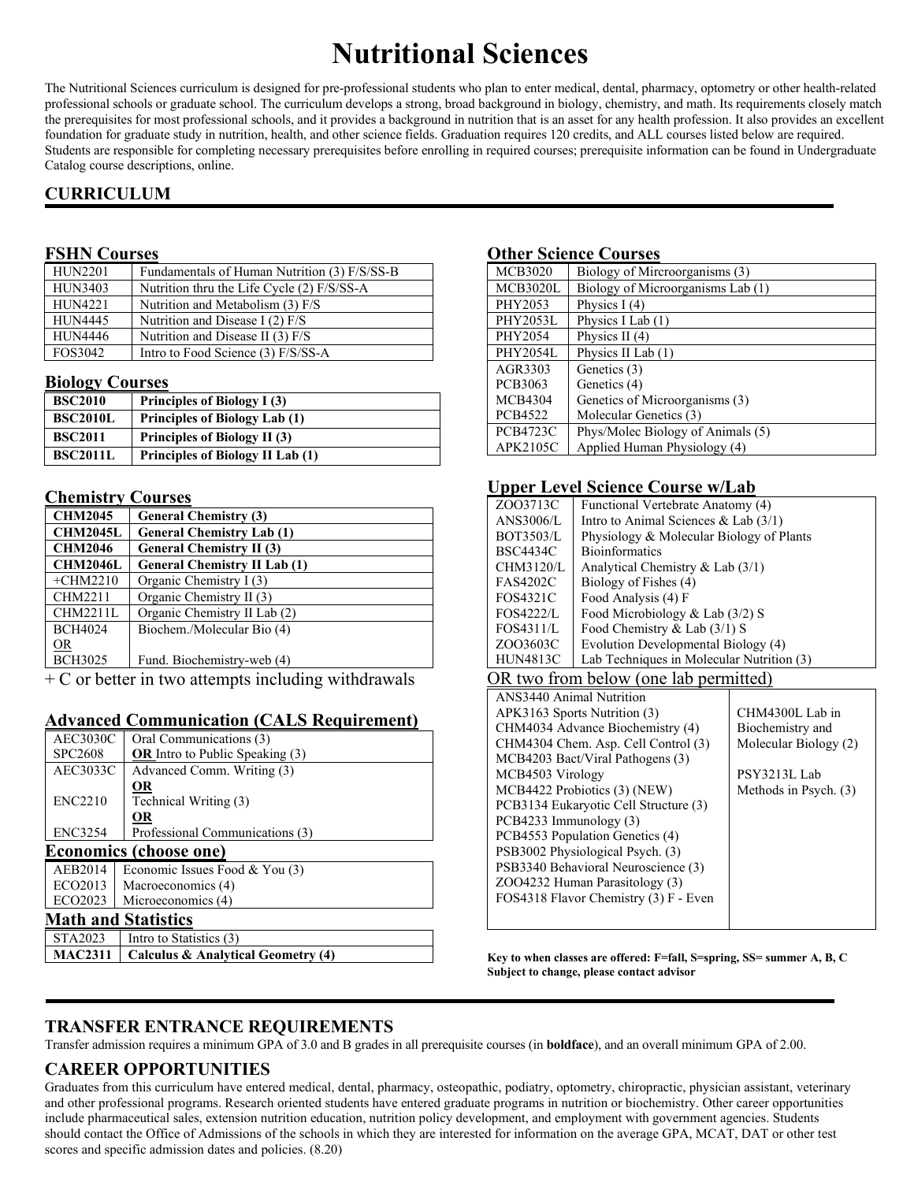# Nutritional Sciences

The Nutritional Sciences curriculum is designed for pre-professional students who plan to enter medical, dental, pharmacy, optometry or other health-related professional schools or graduate school. The curriculum develops a strong, broad background in biology, chemistry, and math. Its requirements closely match the prerequisites for most professional schools, and it provides a background in nutrition that is an asset for any health profession. It also provides an excellent foundation for graduate study in nutrition, health, and other science fields. Graduation requires 120 credits, and ALL courses listed below are required. Students are responsible for completing necessary prerequisites before enrolling in required courses; prerequisite information can be found in Undergraduate Catalog course descriptions, online.

## CURRICULUM

### FSHN Courses

| | |
|---|---|
| HUN2201 | Fundamentals of Human Nutrition (3) F/S/SS-B |
| HUN3403 | Nutrition thru the Life Cycle (2) F/S/SS-A |
| HUN4221 | Nutrition and Metabolism (3) F/S |
| HUN4445 | Nutrition and Disease I (2) F/S |
| HUN4446 | Nutrition and Disease II (3) F/S |
| FOS3042 | Intro to Food Science (3) F/S/SS-A |

### Biology Courses

| | |
|---|---|
| **BSC2010** | **Principles of Biology I (3)** |
| **BSC2010L** | **Principles of Biology Lab (1)** |
| **BSC2011** | **Principles of Biology II (3)** |
| **BSC2011L** | **Principles of Biology II Lab (1)** |

### Chemistry Courses

| | |
|---|---|
| **CHM2045** | **General Chemistry (3)** |
| **CHM2045L** | **General Chemistry Lab (1)** |
| **CHM2046** | **General Chemistry II (3)** |
| **CHM2046L** | **General Chemistry II Lab (1)** |
| +CHM2210 | Organic Chemistry I (3) |
| CHM2211 | Organic Chemistry II (3) |
| CHM2211L | Organic Chemistry II Lab (2) |
| BCH4024 OR BCH3025 | Biochem./Molecular Bio (4) Fund. Biochemistry-web (4) |

+ C or better in two attempts including withdrawals

### Advanced Communication (CALS Requirement)

| | |
|---|---|
| AEC3030C SPC2608 | Oral Communications (3) **OR** Intro to Public Speaking (3) |
| AEC3033C ENC2210 ENC3254 | Advanced Comm. Writing (3) **OR** Technical Writing (3) **OR** Professional Communications (3) |

### Economics (choose one)

| | |
|---|---|
| AEB2014 | Economic Issues Food & You (3) |
| ECO2013 | Macroeconomics (4) |
| ECO2023 | Microeconomics (4) |

### Math and Statistics

| | |
|---|---|
| STA2023 | Intro to Statistics (3) |
| **MAC2311** | **Calculus & Analytical Geometry (4)** |

### Other Science Courses

| | |
|---|---|
| MCB3020 | Biology of Mircroorganisms (3) |
| MCB3020L | Biology of Microorganisms Lab (1) |
| PHY2053 | Physics I (4) |
| PHY2053L | Physics I Lab (1) |
| PHY2054 | Physics II (4) |
| PHY2054L | Physics II Lab (1) |
| AGR3303 PCB3063 MCB4304 PCB4522 | Genetics (3) Genetics (4) Genetics of Microorganisms (3) Molecular Genetics (3) |
| PCB4723C APK2105C | Phys/Molec Biology of Animals (5) Applied Human Physiology (4) |

### Upper Level Science Course w/Lab

| | |
|---|---|
| ZOO3713C | Functional Vertebrate Anatomy (4) |
| ANS3006/L | Intro to Animal Sciences & Lab (3/1) |
| BOT3503/L | Physiology & Molecular Biology of Plants |
| BSC4434C | Bioinformatics |
| CHM3120/L | Analytical Chemistry & Lab (3/1) |
| FAS4202C | Biology of Fishes (4) |
| FOS4321C | Food Analysis (4) F |
| FOS4222/L | Food Microbiology & Lab (3/2) S |
| FOS4311/L | Food Chemistry & Lab (3/1) S |
| ZOO3603C | Evolution Developmental Biology (4) |
| HUN4813C | Lab Techniques in Molecular Nutrition (3) |

OR two from below (one lab permitted)

| | |
|---|---|
| ANS3440 Animal Nutrition<br>APK3163 Sports Nutrition (3)<br>CHM4034 Advance Biochemistry (4)<br>CHM4304 Chem. Asp. Cell Control (3)<br>MCB4203 Bact/Viral Pathogens (3)<br>MCB4503 Virology<br>MCB4422 Probiotics (3) (NEW)<br>PCB3134 Eukaryotic Cell Structure (3)<br>PCB4233 Immunology (3)<br>PCB4553 Population Genetics (4)<br>PSB3002 Physiological Psych. (3)<br>PSB3340 Behavioral Neuroscience (3)<br>ZOO4232 Human Parasitology (3)<br>FOS4318 Flavor Chemistry (3) F - Even | CHM4300L Lab in Biochemistry and Molecular Biology (2)<br><br>PSY3213L Lab Methods in Psych. (3) |

**Key to when classes are offered: F=fall, S=spring, SS= summer A, B, C**
**Subject to change, please contact advisor**

## TRANSFER ENTRANCE REQUIREMENTS

Transfer admission requires a minimum GPA of 3.0 and B grades in all prerequisite courses (in **boldface**), and an overall minimum GPA of 2.00.

## CAREER OPPORTUNITIES

Graduates from this curriculum have entered medical, dental, pharmacy, osteopathic, podiatry, optometry, chiropractic, physician assistant, veterinary and other professional programs. Research oriented students have entered graduate programs in nutrition or biochemistry. Other career opportunities include pharmaceutical sales, extension nutrition education, nutrition policy development, and employment with government agencies. Students should contact the Office of Admissions of the schools in which they are interested for information on the average GPA, MCAT, DAT or other test scores and specific admission dates and policies. (8.20)